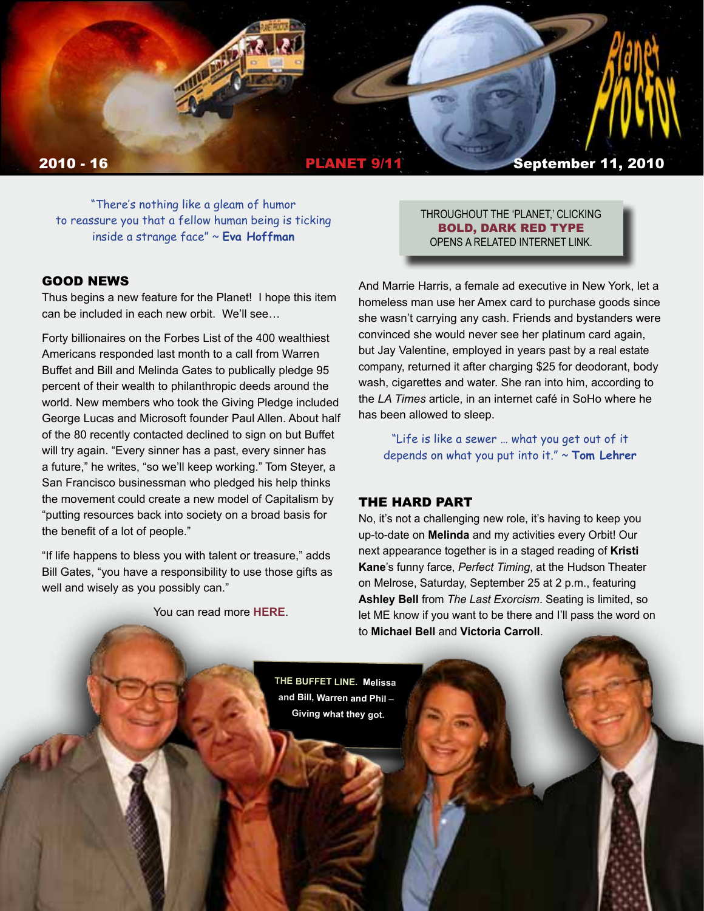# Planet Proctor

**2010 - 16** **PLANET 9/11** **September 11, 2010**

"There's nothing like a gleam of humor to reassure you that a fellow human being is ticking inside a strange face" ~ **Eva Hoffman**

THROUGHOUT THE 'PLANET,' CLICKING **BOLD, DARK RED TYPE** OPENS A RELATED INTERNET LINK.

## GOOD NEWS

Thus begins a new feature for the Planet! I hope this item can be included in each new orbit. We'll see…

Forty billionaires on the Forbes List of the 400 wealthiest Americans responded last month to a call from Warren Buffet and Bill and Melinda Gates to publically pledge 95 percent of their wealth to philanthropic deeds around the world. New members who took the Giving Pledge included George Lucas and Microsoft founder Paul Allen. About half of the 80 recently contacted declined to sign on but Buffet will try again. "Every sinner has a past, every sinner has a future," he writes, "so we'll keep working." Tom Steyer, a San Francisco businessman who pledged his help thinks the movement could create a new model of Capitalism by "putting resources back into society on a broad basis for the benefit of a lot of people."

"If life happens to bless you with talent or treasure," adds Bill Gates, "you have a responsibility to use those gifts as well and wisely as you possibly can."

You can read more **HERE**.

And Marrie Harris, a female ad executive in New York, let a homeless man use her Amex card to purchase goods since she wasn't carrying any cash. Friends and bystanders were convinced she would never see her platinum card again, but Jay Valentine, employed in years past by a real estate company, returned it after charging $25 for deodorant, body wash, cigarettes and water. She ran into him, according to the *LA Times* article, in an internet café in SoHo where he has been allowed to sleep.

"Life is like a sewer … what you get out of it depends on what you put into it." ~ **Tom Lehrer**

## THE HARD PART

No, it's not a challenging new role, it's having to keep you up-to-date on **Melinda** and my activities every Orbit! Our next appearance together is in a staged reading of **Kristi Kane**'s funny farce, *Perfect Timing*, at the Hudson Theater on Melrose, Saturday, September 25 at 2 p.m., featuring **Ashley Bell** from *The Last Exorcism*. Seating is limited, so let ME know if you want to be there and I'll pass the word on to **Michael Bell** and **Victoria Carroll**.

**THE BUFFET LINE.** **Melissa and Bill, Warren and Phil – Giving what they got.**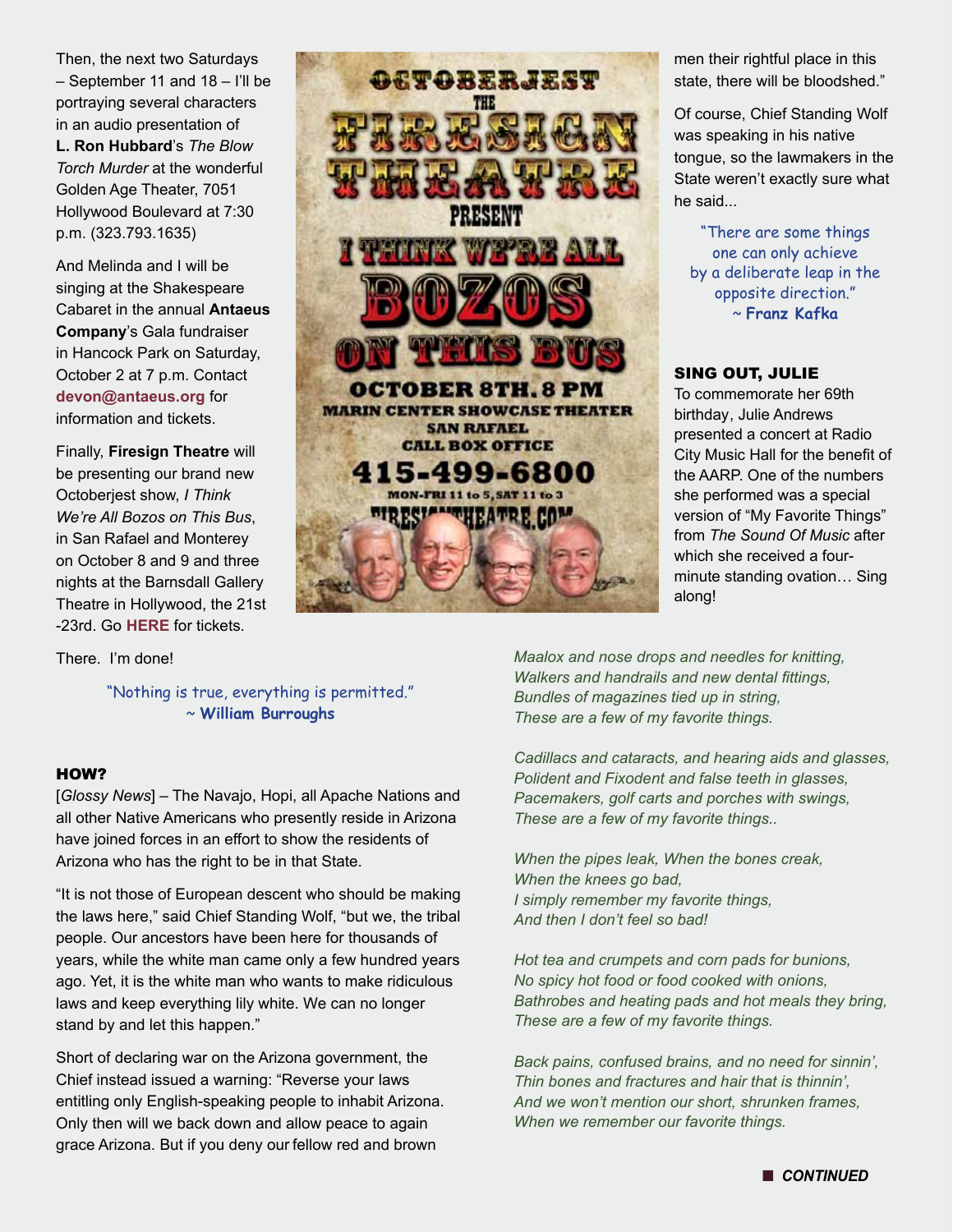Then, the next two Saturdays – September 11 and 18 – I'll be portraying several characters in an audio presentation of **L. Ron Hubbard**'s *The Blow Torch Murder* at the wonderful Golden Age Theater, 7051 Hollywood Boulevard at 7:30 p.m. (323.793.1635)

And Melinda and I will be singing at the Shakespeare Cabaret in the annual **Antaeus Company**'s Gala fundraiser in Hancock Park on Saturday, October 2 at 7 p.m. Contact **devon@antaeus.org** for information and tickets.

Finally, **Firesign Theatre** will be presenting our brand new Octoberjest show, *I Think We're All Bozos on This Bus*, in San Rafael and Monterey on October 8 and 9 and three nights at the Barnsdall Gallery Theatre in Hollywood, the 21st -23rd. Go **HERE** for tickets.

OCTOBERJEST
THE
FIRESIGN
THEATRE
PRESENT
I THINK WE'RE ALL
BOZOS
ON THIS BUS
OCTOBER 8TH. 8 PM
MARIN CENTER SHOWCASE THEATER
SAN RAFAEL
CALL BOX OFFICE
415-499-6800
MON-FRI 11 to 5, SAT 11 to 3
FIRESIGNTHEATRE.COM

There. I'm done!

"Nothing is true, everything is permitted."
~ **William Burroughs**

## HOW?

[*Glossy News*] – The Navajo, Hopi, all Apache Nations and all other Native Americans who presently reside in Arizona have joined forces in an effort to show the residents of Arizona who has the right to be in that State.

"It is not those of European descent who should be making the laws here," said Chief Standing Wolf, "but we, the tribal people. Our ancestors have been here for thousands of years, while the white man came only a few hundred years ago. Yet, it is the white man who wants to make ridiculous laws and keep everything lily white. We can no longer stand by and let this happen."

Short of declaring war on the Arizona government, the Chief instead issued a warning: "Reverse your laws entitling only English-speaking people to inhabit Arizona. Only then will we back down and allow peace to again grace Arizona. But if you deny our fellow red and brown men their rightful place in this state, there will be bloodshed."

Of course, Chief Standing Wolf was speaking in his native tongue, so the lawmakers in the State weren't exactly sure what he said...

"There are some things one can only achieve by a deliberate leap in the opposite direction."
~ **Franz Kafka**

## SING OUT, JULIE

To commemorate her 69th birthday, Julie Andrews presented a concert at Radio City Music Hall for the benefit of the AARP. One of the numbers she performed was a special version of "My Favorite Things" from *The Sound Of Music* after which she received a four-minute standing ovation… Sing along!

*Maalox and nose drops and needles for knitting,*
*Walkers and handrails and new dental fittings,*
*Bundles of magazines tied up in string,*
*These are a few of my favorite things.*

*Cadillacs and cataracts, and hearing aids and glasses,*
*Polident and Fixodent and false teeth in glasses,*
*Pacemakers, golf carts and porches with swings,*
*These are a few of my favorite things..*

*When the pipes leak, When the bones creak,*
*When the knees go bad,*
*I simply remember my favorite things,*
*And then I don't feel so bad!*

*Hot tea and crumpets and corn pads for bunions,*
*No spicy hot food or food cooked with onions,*
*Bathrobes and heating pads and hot meals they bring,*
*These are a few of my favorite things.*

*Back pains, confused brains, and no need for sinnin',*
*Thin bones and fractures and hair that is thinnin',*
*And we won't mention our short, shrunken frames,*
*When we remember our favorite things.*

***CONTINUED***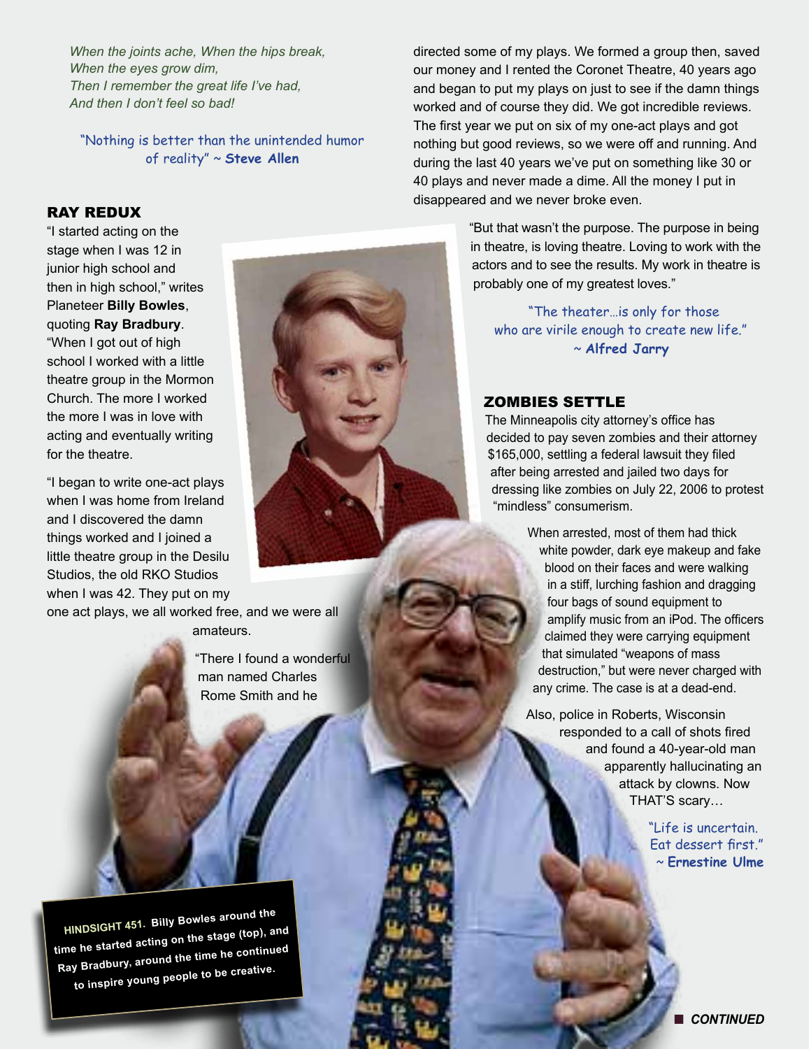*When the joints ache, When the hips break,*
*When the eyes grow dim,*
*Then I remember the great life I've had,*
*And then I don't feel so bad!*

"Nothing is better than the unintended humor of reality" ~ **Steve Allen**

## RAY REDUX

"I started acting on the stage when I was 12 in junior high school and then in high school," writes Planeteer **Billy Bowles**, quoting **Ray Bradbury**. "When I got out of high school I worked with a little theatre group in the Mormon Church. The more I worked the more I was in love with acting and eventually writing for the theatre.

"I began to write one-act plays when I was home from Ireland and I discovered the damn things worked and I joined a little theatre group in the Desilu Studios, the old RKO Studios when I was 42. They put on my one act plays, we all worked free, and we were all amateurs.

"There I found a wonderful man named Charles Rome Smith and he directed some of my plays. We formed a group then, saved our money and I rented the Coronet Theatre, 40 years ago and began to put my plays on just to see if the damn things worked and of course they did. We got incredible reviews. The first year we put on six of my one-act plays and got nothing but good reviews, so we were off and running. And during the last 40 years we've put on something like 30 or 40 plays and never made a dime. All the money I put in disappeared and we never broke even.

"But that wasn't the purpose. The purpose in being in theatre, is loving theatre. Loving to work with the actors and to see the results. My work in theatre is probably one of my greatest loves."

"The theater…is only for those who are virile enough to create new life." ~ **Alfred Jarry**

**HINDSIGHT 451.** Billy Bowles around the time he started acting on the stage (top), and Ray Bradbury, around the time he continued to inspire young people to be creative.

## ZOMBIES SETTLE

The Minneapolis city attorney's office has decided to pay seven zombies and their attorney $165,000, settling a federal lawsuit they filed after being arrested and jailed two days for dressing like zombies on July 22, 2006 to protest "mindless" consumerism.

When arrested, most of them had thick white powder, dark eye makeup and fake blood on their faces and were walking in a stiff, lurching fashion and dragging four bags of sound equipment to amplify music from an iPod. The officers claimed they were carrying equipment that simulated "weapons of mass destruction," but were never charged with any crime. The case is at a dead-end.

Also, police in Roberts, Wisconsin responded to a call of shots fired and found a 40-year-old man apparently hallucinating an attack by clowns. Now THAT'S scary…

"Life is uncertain. Eat dessert first." ~ **Ernestine Ulme**

■ ***CONTINUED***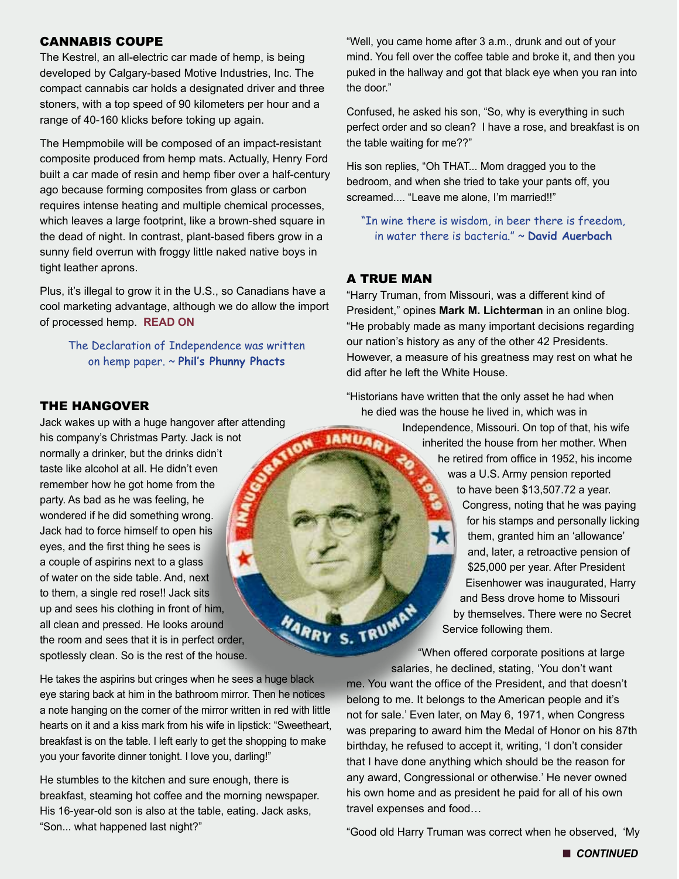## CANNABIS COUPE

The Kestrel, an all-electric car made of hemp, is being developed by Calgary-based Motive Industries, Inc. The compact cannabis car holds a designated driver and three stoners, with a top speed of 90 kilometers per hour and a range of 40-160 klicks before toking up again.

The Hempmobile will be composed of an impact-resistant composite produced from hemp mats. Actually, Henry Ford built a car made of resin and hemp fiber over a half-century ago because forming composites from glass or carbon requires intense heating and multiple chemical processes, which leaves a large footprint, like a brown-shed square in the dead of night. In contrast, plant-based fibers grow in a sunny field overrun with froggy little naked native boys in tight leather aprons.

Plus, it's illegal to grow it in the U.S., so Canadians have a cool marketing advantage, although we do allow the import of processed hemp. **READ ON**

The Declaration of Independence was written on hemp paper. ~ **Phil's Phunny Phacts**

## THE HANGOVER

Jack wakes up with a huge hangover after attending his company's Christmas Party. Jack is not normally a drinker, but the drinks didn't taste like alcohol at all. He didn't even remember how he got home from the party. As bad as he was feeling, he wondered if he did something wrong. Jack had to force himself to open his eyes, and the first thing he sees is a couple of aspirins next to a glass of water on the side table. And, next to them, a single red rose!! Jack sits up and sees his clothing in front of him, all clean and pressed. He looks around the room and sees that it is in perfect order, spotlessly clean. So is the rest of the house.

He takes the aspirins but cringes when he sees a huge black eye staring back at him in the bathroom mirror. Then he notices a note hanging on the corner of the mirror written in red with little hearts on it and a kiss mark from his wife in lipstick: "Sweetheart, breakfast is on the table. I left early to get the shopping to make you your favorite dinner tonight. I love you, darling!"

He stumbles to the kitchen and sure enough, there is breakfast, steaming hot coffee and the morning newspaper. His 16-year-old son is also at the table, eating. Jack asks, "Son... what happened last night?"

"Well, you came home after 3 a.m., drunk and out of your mind. You fell over the coffee table and broke it, and then you puked in the hallway and got that black eye when you ran into the door."

Confused, he asked his son, "So, why is everything in such perfect order and so clean? I have a rose, and breakfast is on the table waiting for me??"

His son replies, "Oh THAT... Mom dragged you to the bedroom, and when she tried to take your pants off, you screamed.... "Leave me alone, I'm married!!"

"In wine there is wisdom, in beer there is freedom, in water there is bacteria." ~ **David Auerbach**

## A TRUE MAN

"Harry Truman, from Missouri, was a different kind of President," opines **Mark M. Lichterman** in an online blog. "He probably made as many important decisions regarding our nation's history as any of the other 42 Presidents. However, a measure of his greatness may rest on what he did after he left the White House.

"Historians have written that the only asset he had when he died was the house he lived in, which was in Independence, Missouri. On top of that, his wife inherited the house from her mother. When he retired from office in 1952, his income was a U.S. Army pension reported to have been $13,507.72 a year. Congress, noting that he was paying for his stamps and personally licking them, granted him an 'allowance' and, later, a retroactive pension of $25,000 per year. After President Eisenhower was inaugurated, Harry and Bess drove home to Missouri by themselves. There were no Secret Service following them.

"When offered corporate positions at large salaries, he declined, stating, 'You don't want me. You want the office of the President, and that doesn't belong to me. It belongs to the American people and it's not for sale.' Even later, on May 6, 1971, when Congress was preparing to award him the Medal of Honor on his 87th birthday, he refused to accept it, writing, 'I don't consider that I have done anything which should be the reason for any award, Congressional or otherwise.' He never owned his own home and as president he paid for all of his own travel expenses and food…

"Good old Harry Truman was correct when he observed, 'My

***CONTINUED***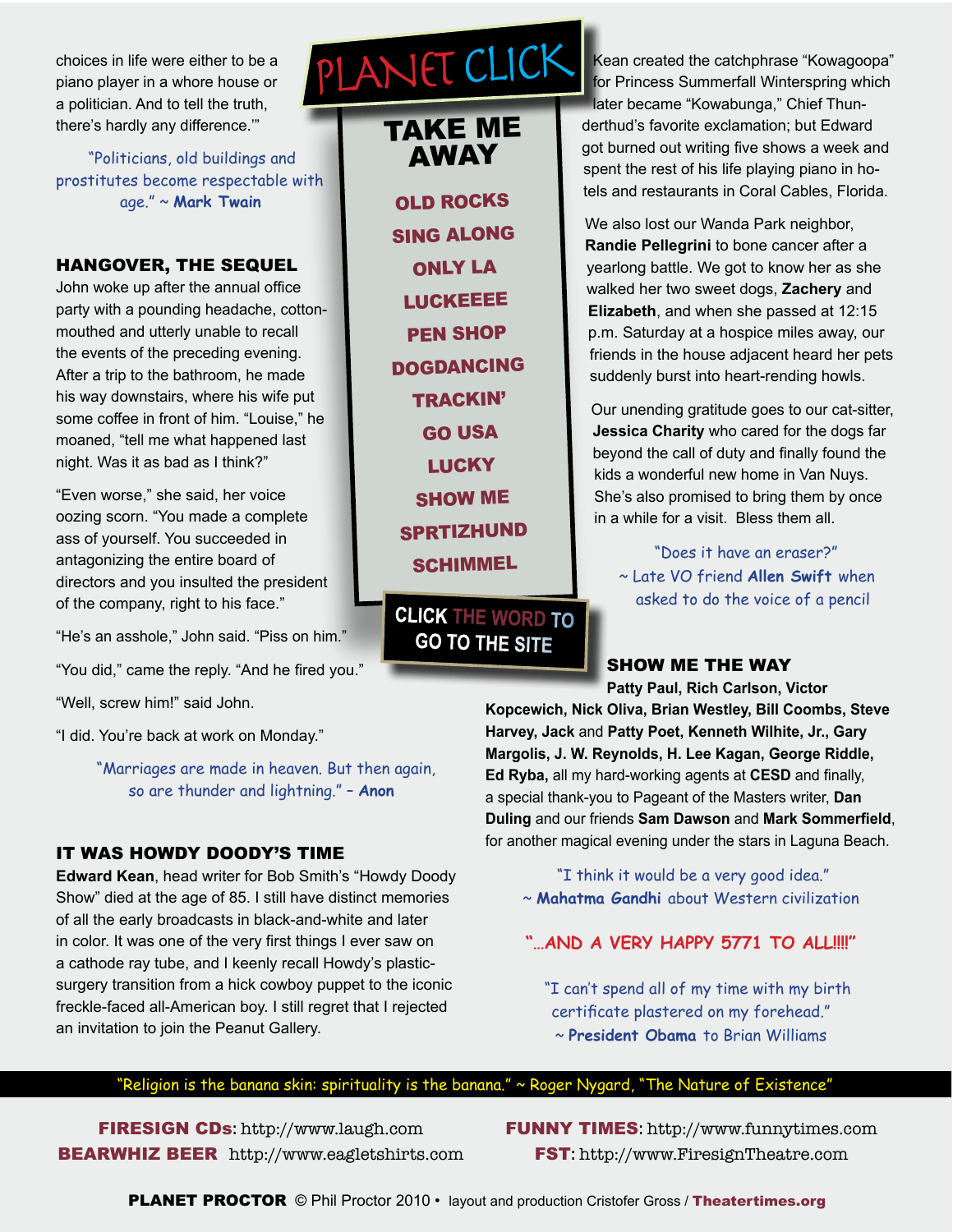choices in life were either to be a piano player in a whore house or a politician. And to tell the truth, there's hardly any difference.'"

"Politicians, old buildings and prostitutes become respectable with age." ~ **Mark Twain**

## HANGOVER, THE SEQUEL

John woke up after the annual office party with a pounding headache, cotton-mouthed and utterly unable to recall the events of the preceding evening. After a trip to the bathroom, he made his way downstairs, where his wife put some coffee in front of him. "Louise," he moaned, "tell me what happened last night. Was it as bad as I think?"

"Even worse," she said, her voice oozing scorn. "You made a complete ass of yourself. You succeeded in antagonizing the entire board of directors and you insulted the president of the company, right to his face."

"He's an asshole," John said. "Piss on him."

"You did," came the reply. "And he fired you."

"Well, screw him!" said John.

"I did. You're back at work on Monday."

"Marriages are made in heaven. But then again, so are thunder and lightning." – **Anon**

## IT WAS HOWDY DOODY'S TIME

**Edward Kean**, head writer for Bob Smith's "Howdy Doody Show" died at the age of 85. I still have distinct memories of all the early broadcasts in black-and-white and later in color. It was one of the very first things I ever saw on a cathode ray tube, and I keenly recall Howdy's plastic-surgery transition from a hick cowboy puppet to the iconic freckle-faced all-American boy. I still regret that I rejected an invitation to join the Peanut Gallery.

## PLANET CLICK

### TAKE ME AWAY

- OLD ROCKS
- SING ALONG
- ONLY LA
- LUCKEEEE
- PEN SHOP
- DOGDANCING
- TRACKIN'
- GO USA
- LUCKY
- SHOW ME
- SPRTIZHUND
- SCHIMMEL

CLICK THE WORD TO GO TO THE SITE

Kean created the catchphrase "Kowagoopa" for Princess Summerfall Winterspring which later became "Kowabunga," Chief Thunderthud's favorite exclamation; but Edward got burned out writing five shows a week and spent the rest of his life playing piano in hotels and restaurants in Coral Cables, Florida.

We also lost our Wanda Park neighbor, **Randie Pellegrini** to bone cancer after a yearlong battle. We got to know her as she walked her two sweet dogs, **Zachery** and **Elizabeth**, and when she passed at 12:15 p.m. Saturday at a hospice miles away, our friends in the house adjacent heard her pets suddenly burst into heart-rending howls.

Our unending gratitude goes to our cat-sitter, **Jessica Charity** who cared for the dogs far beyond the call of duty and finally found the kids a wonderful new home in Van Nuys. She's also promised to bring them by once in a while for a visit. Bless them all.

"Does it have an eraser?" ~ Late VO friend **Allen Swift** when asked to do the voice of a pencil

## SHOW ME THE WAY

**Patty Paul, Rich Carlson, Victor Kopcewich, Nick Oliva, Brian Westley, Bill Coombs, Steve Harvey, Jack** and **Patty Poet, Kenneth Wilhite, Jr., Gary Margolis, J. W. Reynolds, H. Lee Kagan, George Riddle, Ed Ryba,** all my hard-working agents at **CESD** and finally, a special thank-you to Pageant of the Masters writer, **Dan Duling** and our friends **Sam Dawson** and **Mark Sommerfield**, for another magical evening under the stars in Laguna Beach.

"I think it would be a very good idea." ~ **Mahatma Gandhi** about Western civilization

**"...AND A VERY HAPPY 5771 TO ALL!!!!"**

"I can't spend all of my time with my birth certificate plastered on my forehead." ~ **President Obama** to Brian Williams

"Religion is the banana skin: spirituality is the banana." ~ Roger Nygard, "The Nature of Existence"

**FIRESIGN CDs**: http://www.laugh.com
**BEARWHIZ BEER** http://www.eagletshirts.com
**FUNNY TIMES**: http://www.funnytimes.com
**FST**: http://www.FiresignTheatre.com

**PLANET PROCTOR** © Phil Proctor 2010 • layout and production Cristofer Gross / **Theatertimes.org**